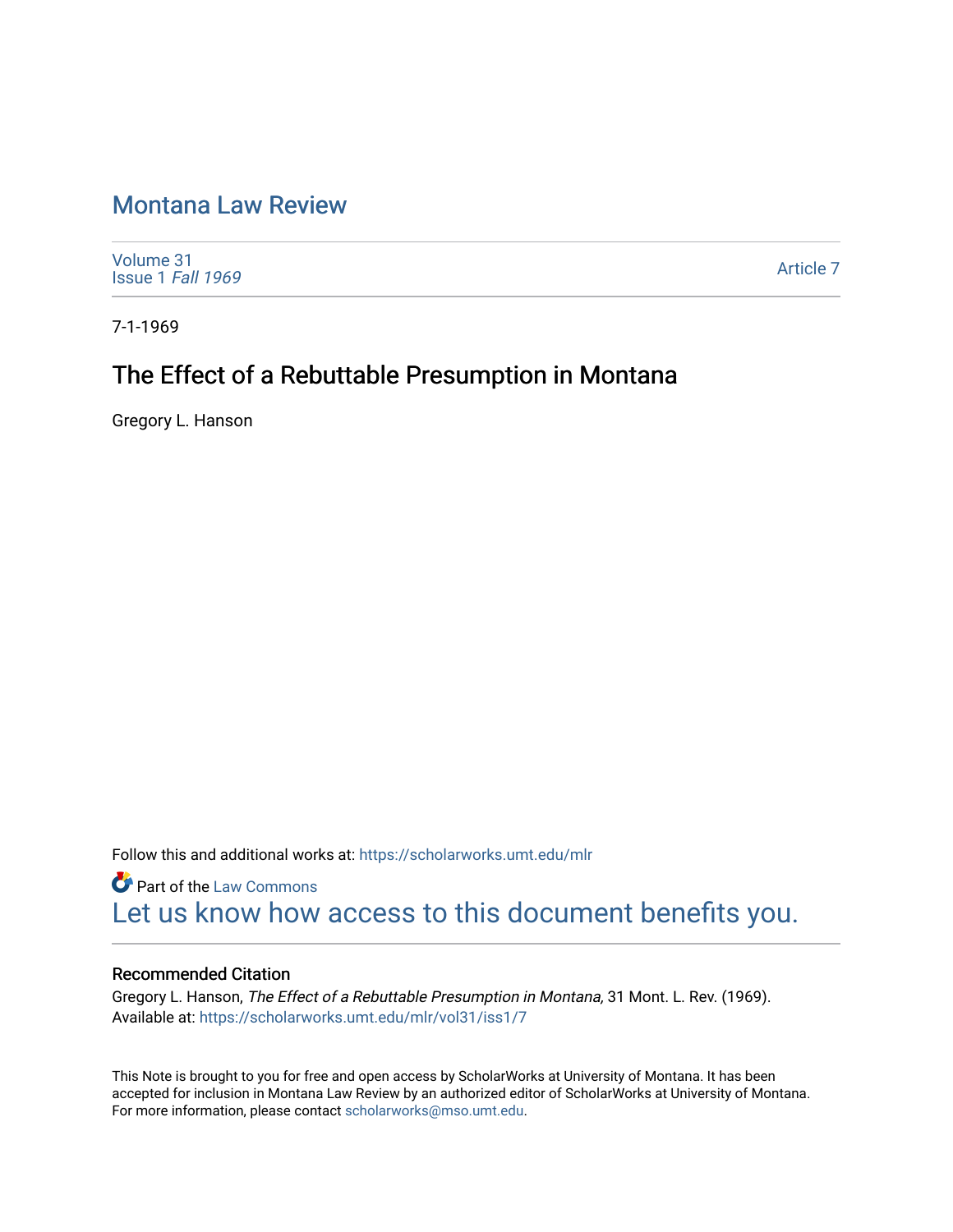# Montana Law Review

Volume 31
Issue 1 *Fall 1969*

Article 7

7-1-1969

## The Effect of a Rebuttable Presumption in Montana

Gregory L. Hanson

Follow this and additional works at: https://scholarworks.umt.edu/mlr

Part of the Law Commons

Let us know how access to this document benefits you.

### Recommended Citation

Gregory L. Hanson, *The Effect of a Rebuttable Presumption in Montana,* 31 Mont. L. Rev. (1969).
Available at: https://scholarworks.umt.edu/mlr/vol31/iss1/7

This Note is brought to you for free and open access by ScholarWorks at University of Montana. It has been accepted for inclusion in Montana Law Review by an authorized editor of ScholarWorks at University of Montana. For more information, please contact scholarworks@mso.umt.edu.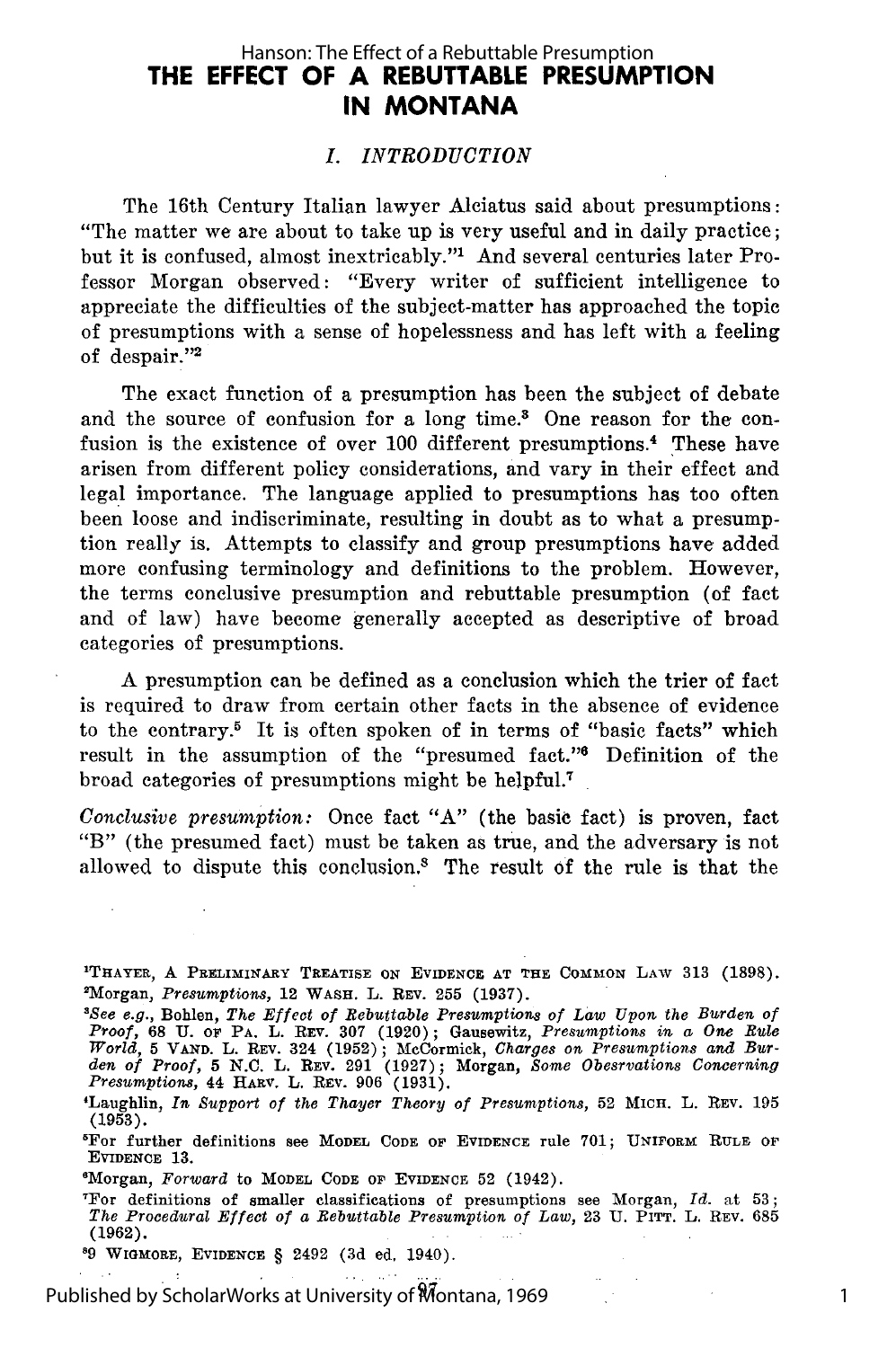# THE EFFECT OF A REBUTTABLE PRESUMPTION IN MONTANA

## *I. INTRODUCTION*

The 16th Century Italian lawyer Alciatus said about presumptions: "The matter we are about to take up is very useful and in daily practice; but it is confused, almost inextricably."[1] And several centuries later Professor Morgan observed: "Every writer of sufficient intelligence to appreciate the difficulties of the subject-matter has approached the topic of presumptions with a sense of hopelessness and has left with a feeling of despair."[2]

The exact function of a presumption has been the subject of debate and the source of confusion for a long time.[3] One reason for the confusion is the existence of over 100 different presumptions.[4] These have arisen from different policy considerations, and vary in their effect and legal importance. The language applied to presumptions has too often been loose and indiscriminate, resulting in doubt as to what a presumption really is. Attempts to classify and group presumptions have added more confusing terminology and definitions to the problem. However, the terms conclusive presumption and rebuttable presumption (of fact and of law) have become generally accepted as descriptive of broad categories of presumptions.

A presumption can be defined as a conclusion which the trier of fact is required to draw from certain other facts in the absence of evidence to the contrary.[5] It is often spoken of in terms of "basic facts" which result in the assumption of the "presumed fact."[6] Definition of the broad categories of presumptions might be helpful.[7]

*Conclusive presumption:* Once fact "A" (the basic fact) is proven, fact "B" (the presumed fact) must be taken as true, and the adversary is not allowed to dispute this conclusion.[8] The result of the rule is that the

---

[1] THAYER, A PRELIMINARY TREATISE ON EVIDENCE AT THE COMMON LAW 313 (1898).

[2] Morgan, *Presumptions*, 12 WASH. L. REV. 255 (1937).

[3] *See e.g.*, Bohlen, *The Effect of Rebuttable Presumptions of Law Upon the Burden of Proof*, 68 U. OF PA. L. REV. 307 (1920); Gausewitz, *Presumptions in a One Rule World*, 5 VAND. L. REV. 324 (1952); McCormick, *Charges on Presumptions and Burden of Proof*, 5 N.C. L. REV. 291 (1927); Morgan, *Some Obesrvations Concerning Presumptions*, 44 HARV. L. REV. 906 (1931).

[4] Laughlin, *In Support of the Thayer Theory of Presumptions*, 52 MICH. L. REV. 195 (1953).

[5] For further definitions see MODEL CODE OF EVIDENCE rule 701; UNIFORM RULE OF EVIDENCE 13.

[6] Morgan, *Forward* to MODEL CODE OF EVIDENCE 52 (1942).

[7] For definitions of smaller classifications of presumptions see Morgan, *Id.* at 53; *The Procedural Effect of a Rebuttable Presumption of Law*, 23 U. PITT. L. REV. 685 (1962).

[8] 9 WIGMORE, EVIDENCE § 2492 (3d ed. 1940).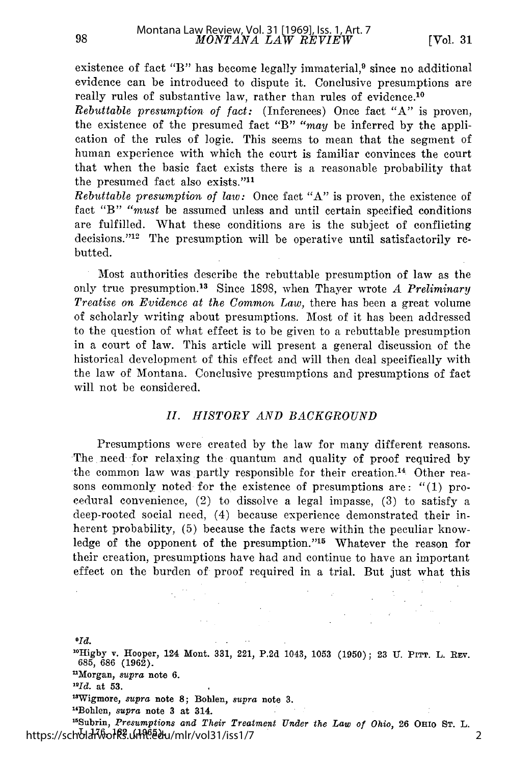existence of fact "B" has become legally immaterial,[9] since no additional evidence can be introduced to dispute it. Conclusive presumptions are really rules of substantive law, rather than rules of evidence.[10]

*Rebuttable presumption of fact:* (Inferences) Once fact "A" is proven, the existence of the presumed fact "B" *"may* be inferred by the application of the rules of logic. This seems to mean that the segment of human experience with which the court is familiar convinces the court that when the basic fact exists there is a reasonable probability that the presumed fact also exists."[11]

*Rebuttable presumption of law:* Once fact "A" is proven, the existence of fact "B" *"must* be assumed unless and until certain specified conditions are fulfilled. What these conditions are is the subject of conflicting decisions."[12] The presumption will be operative until satisfactorily rebutted.

Most authorities describe the rebuttable presumption of law as the only true presumption.[13] Since 1898, when Thayer wrote *A Preliminary Treatise on Evidence at the Common Law,* there has been a great volume of scholarly writing about presumptions. Most of it has been addressed to the question of what effect is to be given to a rebuttable presumption in a court of law. This article will present a general discussion of the historical development of this effect and will then deal specifically with the law of Montana. Conclusive presumptions and presumptions of fact will not be considered.

## *II. HISTORY AND BACKGROUND*

Presumptions were created by the law for many different reasons. The need for relaxing the quantum and quality of proof required by the common law was partly responsible for their creation.[14] Other reasons commonly noted for the existence of presumptions are: "(1) procedural convenience, (2) to dissolve a legal impasse, (3) to satisfy a deep-rooted social need, (4) because experience demonstrated their inherent probability, (5) because the facts were within the peculiar knowledge of the opponent of the presumption."[15] Whatever the reason for their creation, presumptions have had and continue to have an important effect on the burden of proof required in a trial. But just what this

---

[9]*Id.*

[10]Higby v. Hooper, 124 Mont. 331, 221, P.2d 1043, 1053 (1950); 23 U. PITT. L. REV. 685, 686 (1962).

[11]Morgan, *supra* note 6.

[12]*Id.* at 53.

[13]Wigmore, *supra* note 8; Bohlen, *supra* note 3.

[14]Bohlen, *supra* note 3 at 314.

[15]Subrin, *Presumptions and Their Treatment Under the Law of Ohio,* 26 OHIO ST. L. J. 176, 182 (1965).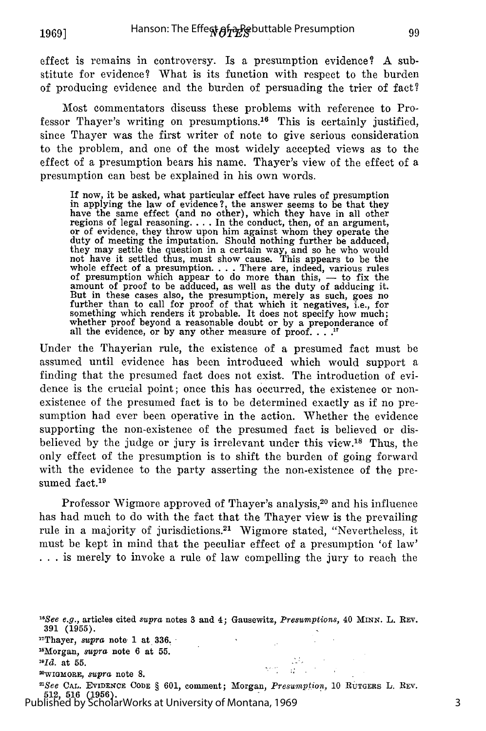effect is remains in controversy. Is a presumption evidence? A substitute for evidence? What is its function with respect to the burden of producing evidence and the burden of persuading the trier of fact?

Most commentators discuss these problems with reference to Professor Thayer's writing on presumptions.[16] This is certainly justified, since Thayer was the first writer of note to give serious consideration to the problem, and one of the most widely accepted views as to the effect of a presumption bears his name. Thayer's view of the effect of a presumption can best be explained in his own words.

> If now, it be asked, what particular effect have rules of presumption in applying the law of evidence?, the answer seems to be that they have the same effect (and no other), which they have in all other regions of legal reasoning. . . . In the conduct, then, of an argument, or of evidence, they throw upon him against whom they operate the duty of meeting the imputation. Should nothing further be adduced, they may settle the question in a certain way, and so he who would not have it settled thus, must show cause. This appears to be the whole effect of a presumption. . . . There are, indeed, various rules of presumption which appear to do more than this, — to fix the amount of proof to be adduced, as well as the duty of adducing it. But in these cases also, the presumption, merely as such, goes no further than to call for proof of that which it negatives, i.e., for something which renders it probable. It does not specify how much; whether proof beyond a reasonable doubt or by a preponderance of all the evidence, or by any other measure of proof. . . .[17]

Under the Thayerian rule, the existence of a presumed fact must be assumed until evidence has been introduced which would support a finding that the presumed fact does not exist. The introduction of evidence is the crucial point; once this has occurred, the existence or nonexistence of the presumed fact is to be determined exactly as if no presumption had ever been operative in the action. Whether the evidence supporting the non-existence of the presumed fact is believed or disbelieved by the judge or jury is irrelevant under this view.[18] Thus, the only effect of the presumption is to shift the burden of going forward with the evidence to the party asserting the non-existence of the presumed fact.[19]

Professor Wigmore approved of Thayer's analysis,[20] and his influence has had much to do with the fact that the Thayer view is the prevailing rule in a majority of jurisdictions.[21] Wigmore stated, "Nevertheless, it must be kept in mind that the peculiar effect of a presumption 'of law' . . . is merely to invoke a rule of law compelling the jury to reach the

[16] *See e.g.*, articles cited *supra* notes 3 and 4; Gausewitz, *Presumptions*, 40 MINN. L. REV. 391 (1955).

[17] Thayer, *supra* note 1 at 336.

[18] Morgan, *supra* note 6 at 55.

[19] *Id.* at 55.

[20] WIGMORE, *supra* note 8.

[21] *See* CAL. EVIDENCE CODE § 601, comment; Morgan, *Presumption*, 10 RUTGERS L. REV. 512, 516 (1956).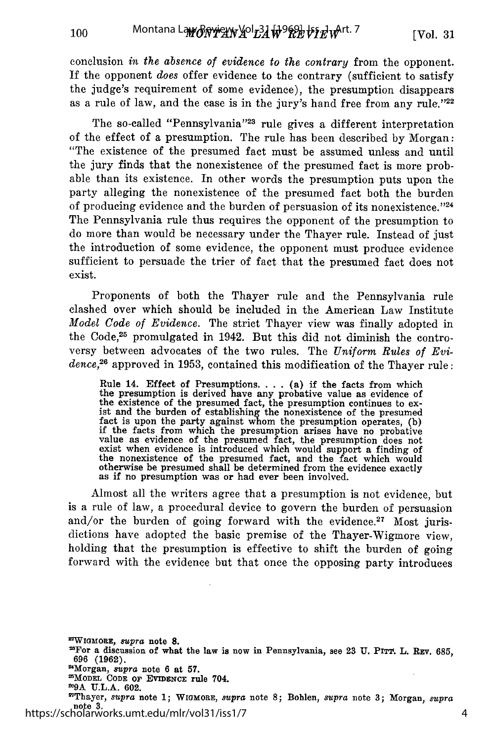conclusion *in the absence of evidence to the contrary* from the opponent. If the opponent *does* offer evidence to the contrary (sufficient to satisfy the judge's requirement of some evidence), the presumption disappears as a rule of law, and the case is in the jury's hand free from any rule."[22]

The so-called "Pennsylvania"[23] rule gives a different interpretation of the effect of a presumption. The rule has been described by Morgan: "The existence of the presumed fact must be assumed unless and until the jury finds that the nonexistence of the presumed fact is more probable than its existence. In other words the presumption puts upon the party alleging the nonexistence of the presumed fact both the burden of producing evidence and the burden of persuasion of its nonexistence."[24] The Pennsylvania rule thus requires the opponent of the presumption to do more than would be necessary under the Thayer rule. Instead of just the introduction of some evidence, the opponent must produce evidence sufficient to persuade the trier of fact that the presumed fact does not exist.

Proponents of both the Thayer rule and the Pennsylvania rule clashed over which should be included in the American Law Institute *Model Code of Evidence.* The strict Thayer view was finally adopted in the Code,[25] promulgated in 1942. But this did not diminish the controversy between advocates of the two rules. The *Uniform Rules of Evidence,*[26] approved in 1953, contained this modification of the Thayer rule:

> Rule 14. Effect of Presumptions. . . . (a) if the facts from which the presumption is derived have any probative value as evidence of the existence of the presumed fact, the presumption continues to exist and the burden of establishing the nonexistence of the presumed fact is upon the party against whom the presumption operates, (b) if the facts from which the presumption arises have no probative value as evidence of the presumed fact, the presumption does not exist when evidence is introduced which would support a finding of the nonexistence of the presumed fact, and the fact which would otherwise be presumed shall be determined from the evidence exactly as if no presumption was or had ever been involved.

Almost all the writers agree that a presumption is not evidence, but is a rule of law, a procedural device to govern the burden of persuasion and/or the burden of going forward with the evidence.[27] Most jurisdictions have adopted the basic premise of the Thayer-Wigmore view, holding that the presumption is effective to shift the burden of going forward with the evidence but that once the opposing party introduces

---

[22]WIGMORE, *supra* note 8.

[23]For a discussion of what the law is now in Pennsylvania, see 23 U. PITT. L. REV. 685, 696 (1962).

[24]Morgan, *supra* note 6 at 57.

[25]MODEL CODE OF EVIDENCE rule 704.

[26]9A U.L.A. 602.

[27]Thayer, *supra* note 1; WIGMORE, *supra* note 8; Bohlen, *supra* note 3; Morgan, *supra* note 3.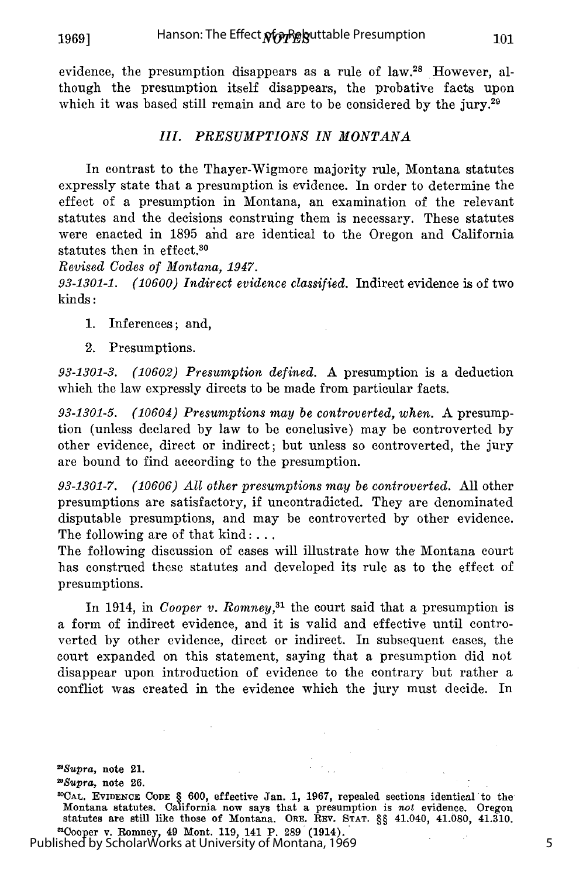evidence, the presumption disappears as a rule of law.[28] However, although the presumption itself disappears, the probative facts upon which it was based still remain and are to be considered by the jury.[29]

### *III. PRESUMPTIONS IN MONTANA*

In contrast to the Thayer-Wigmore majority rule, Montana statutes expressly state that a presumption is evidence. In order to determine the effect of a presumption in Montana, an examination of the relevant statutes and the decisions construing them is necessary. These statutes were enacted in 1895 and are identical to the Oregon and California statutes then in effect.[30]

*Revised Codes of Montana, 1947.*

*93-1301-1. (10600) Indirect evidence classified.* Indirect evidence is of two kinds:

1. Inferences; and,
2. Presumptions.

*93-1301-3. (10602) Presumption defined.* A presumption is a deduction which the law expressly directs to be made from particular facts.

*93-1301-5. (10604) Presumptions may be controverted, when.* A presumption (unless declared by law to be conclusive) may be controverted by other evidence, direct or indirect; but unless so controverted, the jury are bound to find according to the presumption.

*93-1301-7. (10606) All other presumptions may be controverted.* All other presumptions are satisfactory, if uncontradicted. They are denominated disputable presumptions, and may be controverted by other evidence. The following are of that kind: . . .

The following discussion of cases will illustrate how the Montana court has construed these statutes and developed its rule as to the effect of presumptions.

In 1914, in *Cooper v. Romney*,[31] the court said that a presumption is a form of indirect evidence, and it is valid and effective until controverted by other evidence, direct or indirect. In subsequent cases, the court expanded on this statement, saying that a presumption did not disappear upon introduction of evidence to the contrary but rather a conflict was created in the evidence which the jury must decide. In

---

[28] *Supra*, note 21.

[29] *Supra*, note 26.

[30] CAL. EVIDENCE CODE § 600, effective Jan. 1, 1967, repealed sections identical to the Montana statutes. California now says that a presumption is *not* evidence. Oregon statutes are still like those of Montana. ORE. REV. STAT. §§ 41.040, 41.080, 41.310.

[31] Cooper v. Romney, 49 Mont. 119, 141 P. 289 (1914).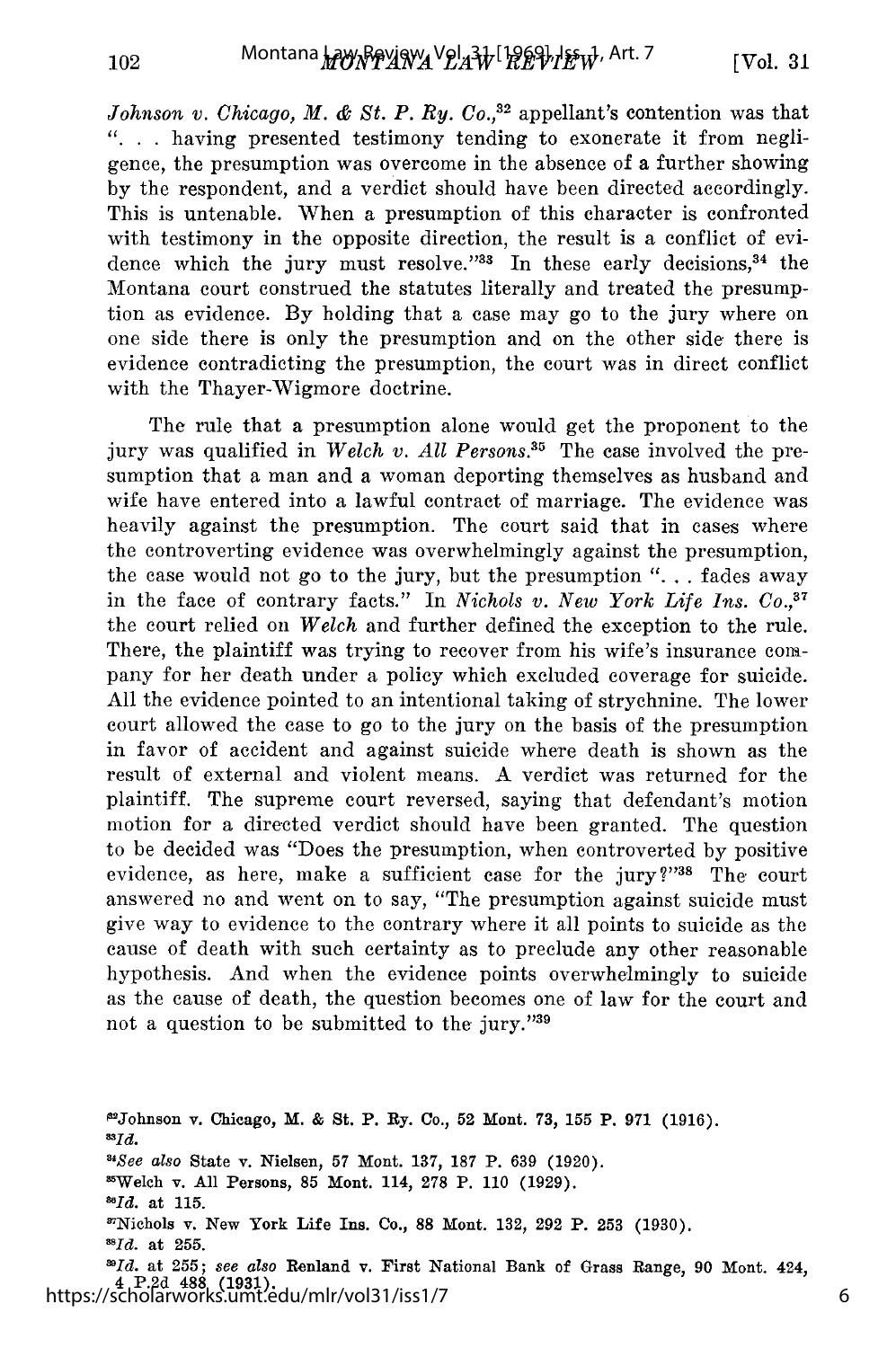*Johnson v. Chicago, M. & St. P. Ry. Co.*,[32] appellant's contention was that ". . . having presented testimony tending to exonerate it from negligence, the presumption was overcome in the absence of a further showing by the respondent, and a verdict should have been directed accordingly. This is untenable. When a presumption of this character is confronted with testimony in the opposite direction, the result is a conflict of evidence which the jury must resolve."[33] In these early decisions,[34] the Montana court construed the statutes literally and treated the presumption as evidence. By holding that a case may go to the jury where on one side there is only the presumption and on the other side there is evidence contradicting the presumption, the court was in direct conflict with the Thayer-Wigmore doctrine.

The rule that a presumption alone would get the proponent to the jury was qualified in *Welch v. All Persons*.[35] The case involved the presumption that a man and a woman deporting themselves as husband and wife have entered into a lawful contract of marriage. The evidence was heavily against the presumption. The court said that in cases where the controverting evidence was overwhelmingly against the presumption, the case would not go to the jury, but the presumption ". . . fades away in the face of contrary facts." In *Nichols v. New York Life Ins. Co.*,[37] the court relied on *Welch* and further defined the exception to the rule. There, the plaintiff was trying to recover from his wife's insurance company for her death under a policy which excluded coverage for suicide. All the evidence pointed to an intentional taking of strychnine. The lower court allowed the case to go to the jury on the basis of the presumption in favor of accident and against suicide where death is shown as the result of external and violent means. A verdict was returned for the plaintiff. The supreme court reversed, saying that defendant's motion motion for a directed verdict should have been granted. The question to be decided was "Does the presumption, when controverted by positive evidence, as here, make a sufficient case for the jury?"[38] The court answered no and went on to say, "The presumption against suicide must give way to evidence to the contrary where it all points to suicide as the cause of death with such certainty as to preclude any other reasonable hypothesis. And when the evidence points overwhelmingly to suicide as the cause of death, the question becomes one of law for the court and not a question to be submitted to the jury."[39]

---

[32]Johnson v. Chicago, M. & St. P. Ry. Co., 52 Mont. 73, 155 P. 971 (1916).
[33]*Id.*
[34]*See also* State v. Nielsen, 57 Mont. 137, 187 P. 639 (1920).
[35]Welch v. All Persons, 85 Mont. 114, 278 P. 110 (1929).
[36]*Id.* at 115.
[37]Nichols v. New York Life Ins. Co., 88 Mont. 132, 292 P. 253 (1930).
[38]*Id.* at 255.
[39]*Id.* at 255; *see also* Renland v. First National Bank of Grass Range, 90 Mont. 424, 4 P.2d 488 (1931).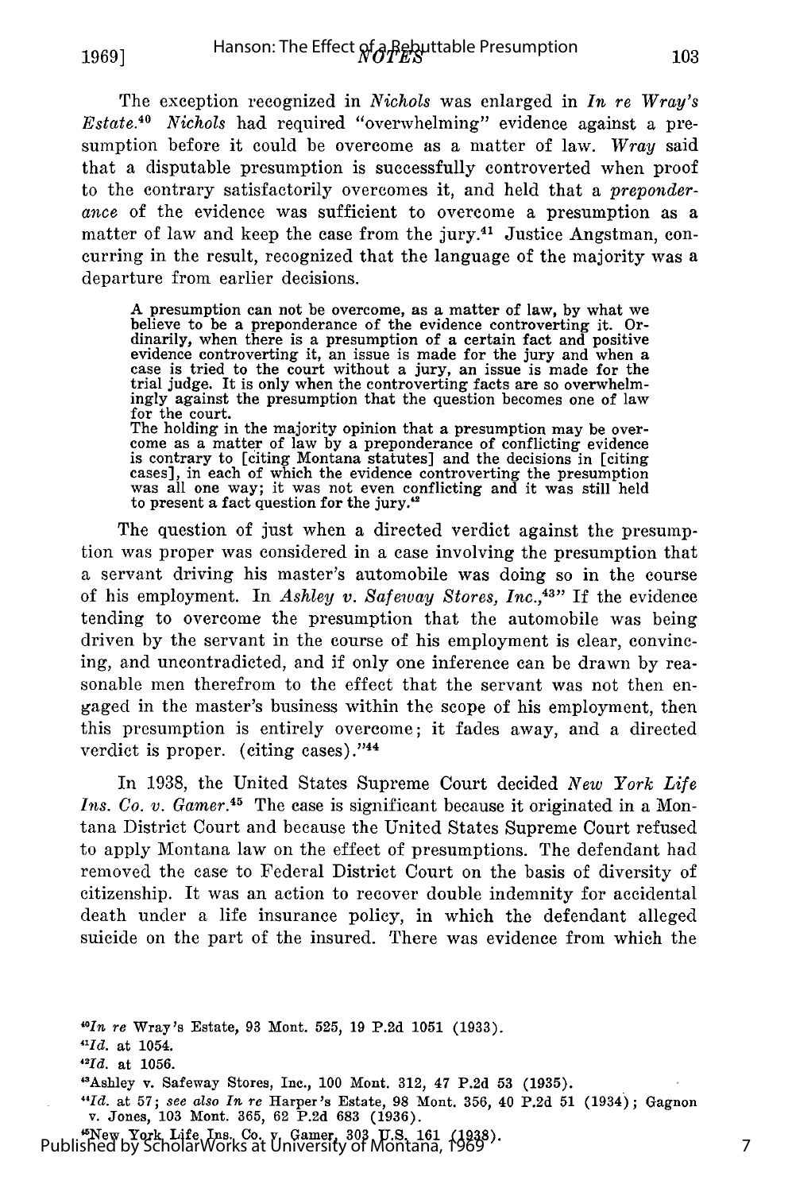The exception recognized in *Nichols* was enlarged in *In re Wray's Estate.*[40] *Nichols* had required "overwhelming" evidence against a presumption before it could be overcome as a matter of law. *Wray* said that a disputable presumption is successfully controverted when proof to the contrary satisfactorily overcomes it, and held that a *preponderance* of the evidence was sufficient to overcome a presumption as a matter of law and keep the case from the jury.[41] Justice Angstman, concurring in the result, recognized that the language of the majority was a departure from earlier decisions.

> A presumption can not be overcome, as a matter of law, by what we believe to be a preponderance of the evidence controverting it. Ordinarily, when there is a presumption of a certain fact and positive evidence controverting it, an issue is made for the jury and when a case is tried to the court without a jury, an issue is made for the trial judge. It is only when the controverting facts are so overwhelmingly against the presumption that the question becomes one of law for the court.
>
> The holding in the majority opinion that a presumption may be overcome as a matter of law by a preponderance of conflicting evidence is contrary to [citing Montana statutes] and the decisions in [citing cases], in each of which the evidence controverting the presumption was all one way; it was not even conflicting and it was still held to present a fact question for the jury.[42]

The question of just when a directed verdict against the presumption was proper was considered in a case involving the presumption that a servant driving his master's automobile was doing so in the course of his employment. In *Ashley v. Safeway Stores, Inc.*,[43] "If the evidence tending to overcome the presumption that the automobile was being driven by the servant in the course of his employment is clear, convincing, and uncontradicted, and if only one inference can be drawn by reasonable men therefrom to the effect that the servant was not then engaged in the master's business within the scope of his employment, then this presumption is entirely overcome; it fades away, and a directed verdict is proper. (citing cases)."[44]

In 1938, the United States Supreme Court decided *New York Life Ins. Co. v. Gamer.*[45] The case is significant because it originated in a Montana District Court and because the United States Supreme Court refused to apply Montana law on the effect of presumptions. The defendant had removed the case to Federal District Court on the basis of diversity of citizenship. It was an action to recover double indemnity for accidental death under a life insurance policy, in which the defendant alleged suicide on the part of the insured. There was evidence from which the

---

[40] *In re* Wray's Estate, 93 Mont. 525, 19 P.2d 1051 (1933).

[41] *Id.* at 1054.

[42] *Id.* at 1056.

[43] Ashley v. Safeway Stores, Inc., 100 Mont. 312, 47 P.2d 53 (1935).

[44] *Id.* at 57; *see also In re* Harper's Estate, 98 Mont. 356, 40 P.2d 51 (1934); Gagnon v. Jones, 103 Mont. 365, 62 P.2d 683 (1936).

[45] New York Life Ins. Co. v. Gamer, 303 U.S. 161 (1938).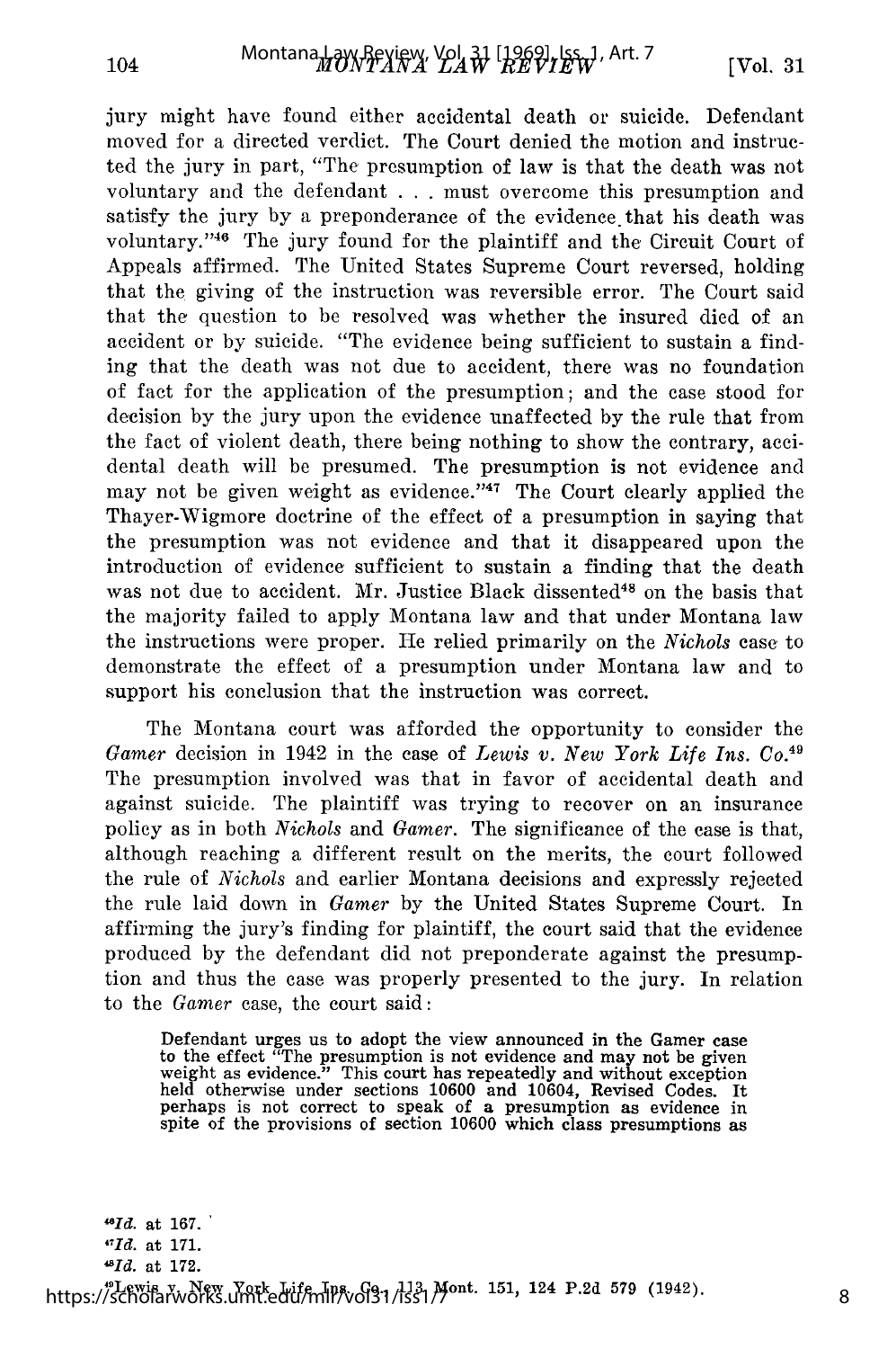jury might have found either accidental death or suicide. Defendant moved for a directed verdict. The Court denied the motion and instructed the jury in part, "The presumption of law is that the death was not voluntary and the defendant . . . must overcome this presumption and satisfy the jury by a preponderance of the evidence that his death was voluntary."[46] The jury found for the plaintiff and the Circuit Court of Appeals affirmed. The United States Supreme Court reversed, holding that the giving of the instruction was reversible error. The Court said that the question to be resolved was whether the insured died of an accident or by suicide. "The evidence being sufficient to sustain a finding that the death was not due to accident, there was no foundation of fact for the application of the presumption; and the case stood for decision by the jury upon the evidence unaffected by the rule that from the fact of violent death, there being nothing to show the contrary, accidental death will be presumed. The presumption is not evidence and may not be given weight as evidence."[47] The Court clearly applied the Thayer-Wigmore doctrine of the effect of a presumption in saying that the presumption was not evidence and that it disappeared upon the introduction of evidence sufficient to sustain a finding that the death was not due to accident. Mr. Justice Black dissented[48] on the basis that the majority failed to apply Montana law and that under Montana law the instructions were proper. He relied primarily on the *Nichols* case to demonstrate the effect of a presumption under Montana law and to support his conclusion that the instruction was correct.

The Montana court was afforded the opportunity to consider the *Gamer* decision in 1942 in the case of *Lewis v. New York Life Ins. Co.*[49] The presumption involved was that in favor of accidental death and against suicide. The plaintiff was trying to recover on an insurance policy as in both *Nichols* and *Gamer*. The significance of the case is that, although reaching a different result on the merits, the court followed the rule of *Nichols* and earlier Montana decisions and expressly rejected the rule laid down in *Gamer* by the United States Supreme Court. In affirming the jury's finding for plaintiff, the court said that the evidence produced by the defendant did not preponderate against the presumption and thus the case was properly presented to the jury. In relation to the *Gamer* case, the court said:

> Defendant urges us to adopt the view announced in the Gamer case to the effect "The presumption is not evidence and may not be given weight as evidence." This court has repeatedly and without exception held otherwise under sections 10600 and 10604, Revised Codes. It perhaps is not correct to speak of a presumption as evidence in spite of the provisions of section 10600 which class presumptions as

---

[46] *Id.* at 167.

[47] *Id.* at 171.

[48] *Id.* at 172.

[49] Lewis v. New York Life Ins. Co., 113 Mont. 151, 124 P.2d 579 (1942).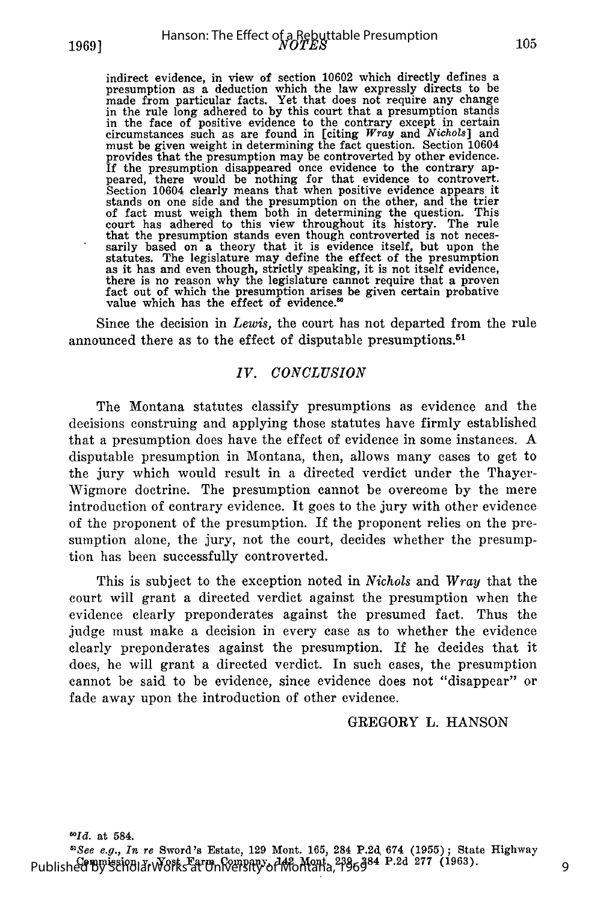> indirect evidence, in view of section 10602 which directly defines a presumption as a deduction which the law expressly directs to be made from particular facts. Yet that does not require any change in the rule long adhered to by this court that a presumption stands in the face of positive evidence to the contrary except in certain circumstances such as are found in [citing *Wray* and *Nichols*] and must be given weight in determining the fact question. Section 10604 provides that the presumption may be controverted by other evidence. If the presumption disappeared once evidence to the contrary appeared, there would be nothing for that evidence to controvert. Section 10604 clearly means that when positive evidence appears it stands on one side and the presumption on the other, and the trier of fact must weigh them both in determining the question. This court has adhered to this view throughout its history. The rule that the presumption stands even though controverted is not necessarily based on a theory that it is evidence itself, but upon the statutes. The legislature may define the effect of the presumption as it has and even though, strictly speaking, it is not itself evidence, there is no reason why the legislature cannot require that a proven fact out of which the presumption arises be given certain probative value which has the effect of evidence.[50]

Since the decision in *Lewis*, the court has not departed from the rule announced there as to the effect of disputable presumptions.[51]

## IV. CONCLUSION

The Montana statutes classify presumptions as evidence and the decisions construing and applying those statutes have firmly established that a presumption does have the effect of evidence in some instances. A disputable presumption in Montana, then, allows many cases to get to the jury which would result in a directed verdict under the Thayer-Wigmore doctrine. The presumption cannot be overcome by the mere introduction of contrary evidence. It goes to the jury with other evidence of the proponent of the presumption. If the proponent relies on the presumption alone, the jury, not the court, decides whether the presumption has been successfully controverted.

This is subject to the exception noted in *Nichols* and *Wray* that the court will grant a directed verdict against the presumption when the evidence clearly preponderates against the presumed fact. Thus the judge must make a decision in every case as to whether the evidence clearly preponderates against the presumption. If he decides that it does, he will grant a directed verdict. In such cases, the presumption cannot be said to be evidence, since evidence does not "disappear" or fade away upon the introduction of other evidence.

GREGORY L. HANSON

---

[50]*Id.* at 584.

[51]*See e.g., In re* Sword's Estate, 129 Mont. 165, 284 P.2d 674 (1955); State Highway Commission v. Yost Farm Company, 142 Mont. 239, 384 P.2d 277 (1963).